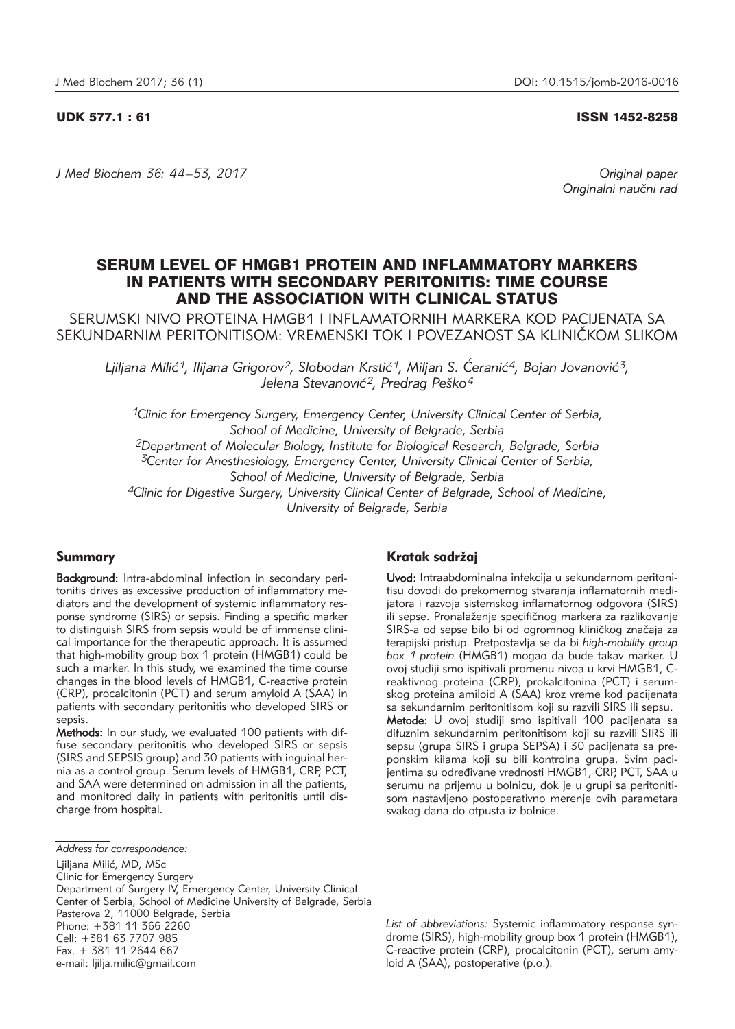UDK 577.1 : 61 ISSN 1452-8258

*Original paper*
*Originalni naučni rad*

# SERUM LEVEL OF HMGB1 PROTEIN AND INFLAMMATORY MARKERS IN PATIENTS WITH SECONDARY PERITONITIS: TIME COURSE AND THE ASSOCIATION WITH CLINICAL STATUS

## SERUMSKI NIVO PROTEINA HMGB1 I INFLAMATORNIH MARKERA KOD PACIJENATA SA SEKUNDARNIM PERITONITISOM: VREMENSKI TOK I POVEZANOST SA KLINIČKOM SLIKOM

*Ljiljana Milić[1], Ilijana Grigorov[2], Slobodan Krstić[1], Miljan S. Ćeranić[4], Bojan Jovanović[3], Jelena Stevanović[2], Predrag Peško[4]*

[1]*Clinic for Emergency Surgery, Emergency Center, University Clinical Center of Serbia, School of Medicine, University of Belgrade, Serbia*
[2]*Department of Molecular Biology, Institute for Biological Research, Belgrade, Serbia*
[3]*Center for Anesthesiology, Emergency Center, University Clinical Center of Serbia, School of Medicine, University of Belgrade, Serbia*
[4]*Clinic for Digestive Surgery, University Clinical Center of Belgrade, School of Medicine, University of Belgrade, Serbia*

### Summary

**Background:** Intra-abdominal infection in secondary peritonitis drives as excessive production of inflammatory mediators and the development of systemic inflammatory response syndrome (SIRS) or sepsis. Finding a specific marker to distinguish SIRS from sepsis would be of immense clinical importance for the therapeutic approach. It is assumed that high-mobility group box 1 protein (HMGB1) could be such a marker. In this study, we examined the time course changes in the blood levels of HMGB1, C-reactive protein (CRP), procalcitonin (PCT) and serum amyloid A (SAA) in patients with secondary peritonitis who developed SIRS or sepsis.

**Methods:** In our study, we evaluated 100 patients with diffuse secondary peritonitis who developed SIRS or sepsis (SIRS and SEPSIS group) and 30 patients with inguinal hernia as a control group. Serum levels of HMGB1, CRP, PCT, and SAA were determined on admission in all the patients, and monitored daily in patients with peritonitis until discharge from hospital.

### Kratak sadržaj

**Uvod:** Intraabdominalna infekcija u sekundarnom peritonitisu dovodi do prekomernog stvaranja inflamatornih medijatora i razvoja sistemskog inflamatornog odgovora (SIRS) ili sepse. Pronalaženje specifičnog markera za razlikovanje SIRS-a od sepse bilo bi od ogromnog kliničkog značaja za terapijski pristup. Pretpostavlja se da bi *high-mobility group box 1 protein* (HMGB1) mogao da bude takav marker. U ovoj studiji smo ispitivali promenu nivoa u krvi HMGB1, C-reaktivnog proteina (CRP), prokalcitonina (PCT) i serumskog proteina amiloid A (SAA) kroz vreme kod pacijenata sa sekundarnim peritonitisom koji su razvili SIRS ili sepsu.

**Metode:** U ovoj studiji smo ispitivali 100 pacijenata sa difuznim sekundarnim peritonitisom koji su razvili SIRS ili sepsu (grupa SIRS i grupa SEPSA) i 30 pacijenata sa preponskim kilama koji su bili kontrolna grupa. Svim pacijentima su određivane vrednosti HMGB1, CRP, PCT, SAA u serumu na prijemu u bolnicu, dok je u grupi sa peritonitisom nastavljeno postoperativno merenje ovih parametara svakog dana do otpusta iz bolnice.

*Address for correspondence:*

Ljiljana Milić, MD, MSc
Clinic for Emergency Surgery
Department of Surgery IV, Emergency Center, University Clinical Center of Serbia, School of Medicine University of Belgrade, Serbia
Pasterova 2, 11000 Belgrade, Serbia
Phone: +381 11 366 2260
Cell: +381 63 7707 985
Fax. + 381 11 2644 667
e-mail: ljilja.milic@gmail.com

*List of abbreviations:* Systemic inflammatory response syndrome (SIRS), high-mobility group box 1 protein (HMGB1), C-reactive protein (CRP), procalcitonin (PCT), serum amyloid A (SAA), postoperative (p.o.).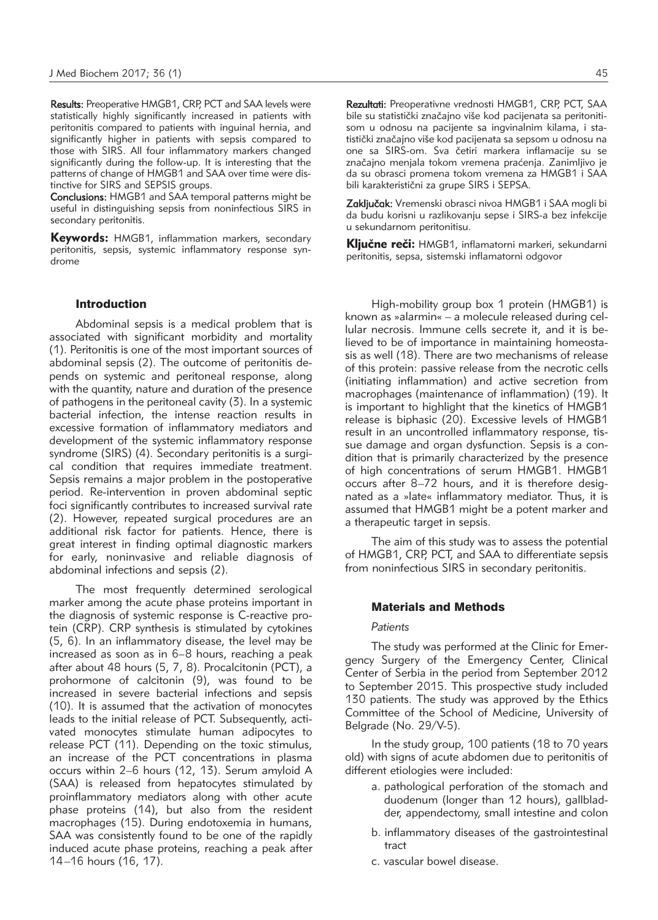**Results:** Preoperative HMGB1, CRP, PCT and SAA levels were statistically highly significantly increased in patients with peritonitis compared to patients with inguinal hernia, and significantly higher in patients with sepsis compared to those with SIRS. All four inflammatory markers changed significantly during the follow-up. It is interesting that the patterns of change of HMGB1 and SAA over time were distinctive for SIRS and SEPSIS groups.

**Conclusions:** HMGB1 and SAA temporal patterns might be useful in distinguishing sepsis from noninfectious SIRS in secondary peritonitis.

**Keywords:** HMGB1, inflammation markers, secondary peritonitis, sepsis, systemic inflammatory response syndrome

**Rezultati:** Preoperativne vrednosti HMGB1, CRP, PCT, SAA bile su statistički značajno više kod pacijenata sa peritonitisom u odnosu na pacijente sa ingvinalnim kilama, i statistički značajno više kod pacijenata sa sepsom u odnosu na one sa SIRS-om. Sva četiri markera inflamacije su se značajno menjala tokom vremena praćenja. Zanimljivo je da su obrasci promena tokom vremena za HMGB1 i SAA bili karakteristični za grupe SIRS i SEPSA.

**Zaključak:** Vremenski obrasci nivoa HMGB1 i SAA mogli bi da budu korisni u razlikovanju sepse i SIRS-a bez infekcije u sekundarnom peritonitisu.

**Ključne reči:** HMGB1, inflamatorni markeri, sekundarni peritonitis, sepsa, sistemski inflamatorni odgovor

## Introduction

Abdominal sepsis is a medical problem that is associated with significant morbidity and mortality (1). Peritonitis is one of the most important sources of abdominal sepsis (2). The outcome of peritonitis depends on systemic and peritoneal response, along with the quantity, nature and duration of the presence of pathogens in the peritoneal cavity (3). In a systemic bacterial infection, the intense reaction results in excessive formation of inflammatory mediators and development of the systemic inflammatory response syndrome (SIRS) (4). Secondary peritonitis is a surgical condition that requires immediate treatment. Sepsis remains a major problem in the postoperative period. Re-intervention in proven abdominal septic foci significantly contributes to increased survival rate (2). However, repeated surgical procedures are an additional risk factor for patients. Hence, there is great interest in finding optimal diagnostic markers for early, noninvasive and reliable diagnosis of abdominal infections and sepsis (2).

The most frequently determined serological marker among the acute phase proteins important in the diagnosis of systemic response is C-reactive protein (CRP). CRP synthesis is stimulated by cytokines (5, 6). In an inflammatory disease, the level may be increased as soon as in 6–8 hours, reaching a peak after about 48 hours (5, 7, 8). Procalcitonin (PCT), a prohormone of calcitonin (9), was found to be increased in severe bacterial infections and sepsis (10). It is assumed that the activation of monocytes leads to the initial release of PCT. Subsequently, activated monocytes stimulate human adipocytes to release PCT (11). Depending on the toxic stimulus, an increase of the PCT concentrations in plasma occurs within 2–6 hours (12, 13). Serum amyloid A (SAA) is released from hepatocytes stimulated by proinflammatory mediators along with other acute phase proteins (14), but also from the resident macrophages (15). During endotoxemia in humans, SAA was consistently found to be one of the rapidly induced acute phase proteins, reaching a peak after 14–16 hours (16, 17).

High-mobility group box 1 protein (HMGB1) is known as »alarmin« – a molecule released during cellular necrosis. Immune cells secrete it, and it is believed to be of importance in maintaining homeostasis as well (18). There are two mechanisms of release of this protein: passive release from the necrotic cells (initiating inflammation) and active secretion from macrophages (maintenance of inflammation) (19). It is important to highlight that the kinetics of HMGB1 release is biphasic (20). Excessive levels of HMGB1 result in an uncontrolled inflammatory response, tissue damage and organ dysfunction. Sepsis is a condition that is primarily characterized by the presence of high concentrations of serum HMGB1. HMGB1 occurs after 8–72 hours, and it is therefore designated as a »late« inflammatory mediator. Thus, it is assumed that HMGB1 might be a potent marker and a therapeutic target in sepsis.

The aim of this study was to assess the potential of HMGB1, CRP, PCT, and SAA to differentiate sepsis from noninfectious SIRS in secondary peritonitis.

## Materials and Methods

### *Patients*

The study was performed at the Clinic for Emergency Surgery of the Emergency Center, Clinical Center of Serbia in the period from September 2012 to September 2015. This prospective study included 130 patients. The study was approved by the Ethics Committee of the School of Medicine, University of Belgrade (No. 29/V-5).

In the study group, 100 patients (18 to 70 years old) with signs of acute abdomen due to peritonitis of different etiologies were included:

a. pathological perforation of the stomach and duodenum (longer than 12 hours), gallbladder, appendectomy, small intestine and colon
b. inflammatory diseases of the gastrointestinal tract
c. vascular bowel disease.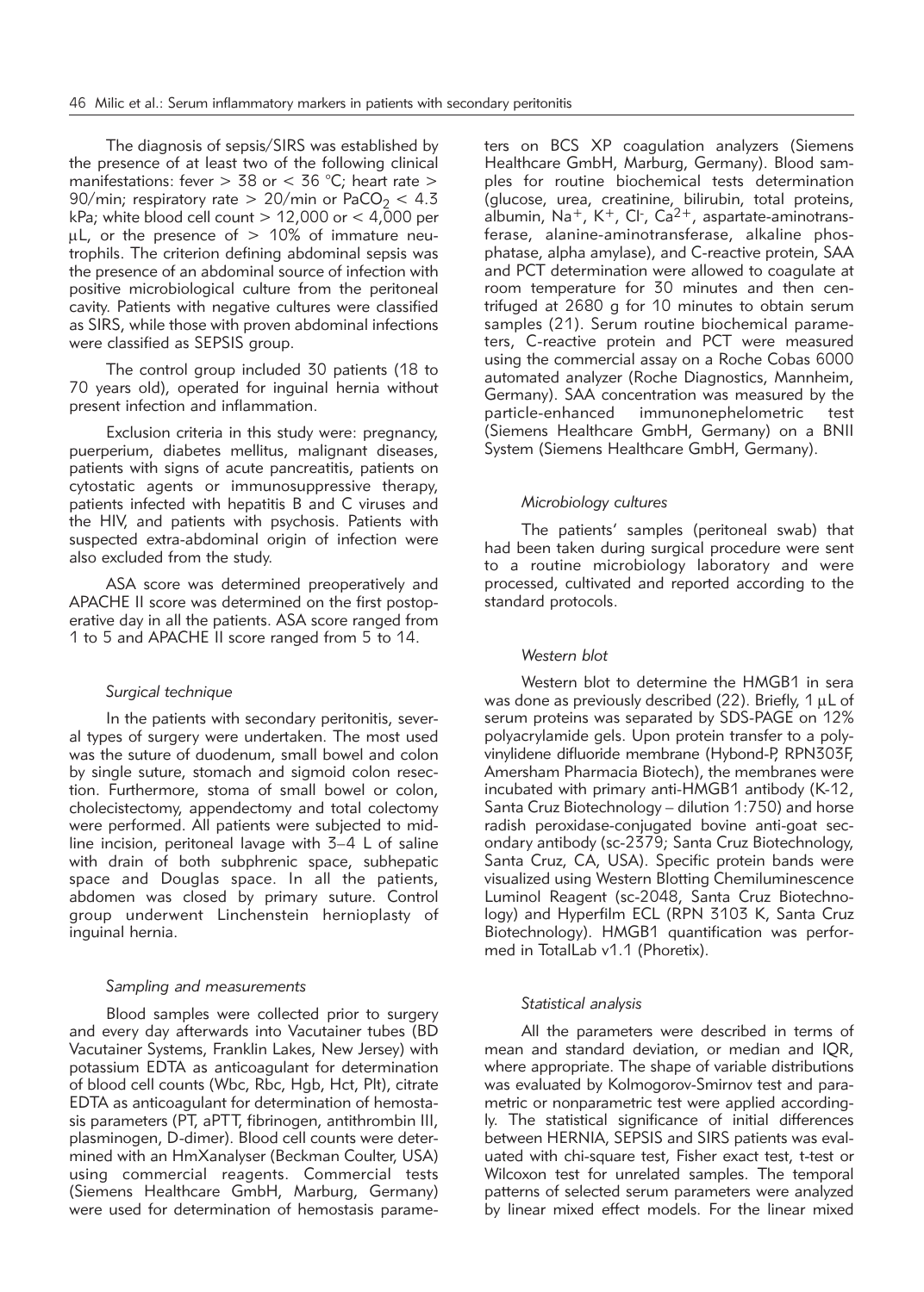The diagnosis of sepsis/SIRS was established by the presence of at least two of the following clinical manifestations: fever > 38 or < 36 °C; heart rate > 90/min; respiratory rate > 20/min or $PaCO_2$ < 4.3 kPa; white blood cell count > 12,000 or < 4,000 per μL, or the presence of > 10% of immature neutrophils. The criterion defining abdominal sepsis was the presence of an abdominal source of infection with positive microbiological culture from the peritoneal cavity. Patients with negative cultures were classified as SIRS, while those with proven abdominal infections were classified as SEPSIS group.

The control group included 30 patients (18 to 70 years old), operated for inguinal hernia without present infection and inflammation.

Exclusion criteria in this study were: pregnancy, puerperium, diabetes mellitus, malignant diseases, patients with signs of acute pancreatitis, patients on cytostatic agents or immunosuppressive therapy, patients infected with hepatitis B and C viruses and the HIV, and patients with psychosis. Patients with suspected extra-abdominal origin of infection were also excluded from the study.

ASA score was determined preoperatively and APACHE II score was determined on the first postoperative day in all the patients. ASA score ranged from 1 to 5 and APACHE II score ranged from 5 to 14.

### *Surgical technique*

In the patients with secondary peritonitis, several types of surgery were undertaken. The most used was the suture of duodenum, small bowel and colon by single suture, stomach and sigmoid colon resection. Furthermore, stoma of small bowel or colon, cholecistectomy, appendectomy and total colectomy were performed. All patients were subjected to midline incision, peritoneal lavage with 3–4 L of saline with drain of both subphrenic space, subhepatic space and Douglas space. In all the patients, abdomen was closed by primary suture. Control group underwent Linchenstein hernioplasty of inguinal hernia.

### *Sampling and measurements*

Blood samples were collected prior to surgery and every day afterwards into Vacutainer tubes (BD Vacutainer Systems, Franklin Lakes, New Jersey) with potassium EDTA as anticoagulant for determination of blood cell counts (Wbc, Rbc, Hgb, Hct, Plt), citrate EDTA as anticoagulant for determination of hemostasis parameters (PT, aPTT, fibrinogen, antithrombin III, plasminogen, D-dimer). Blood cell counts were determined with an HmXanalyser (Beckman Coulter, USA) using commercial reagents. Commercial tests (Siemens Healthcare GmbH, Marburg, Germany) were used for determination of hemostasis parameters on BCS XP coagulation analyzers (Siemens Healthcare GmbH, Marburg, Germany). Blood samples for routine biochemical tests determination (glucose, urea, creatinine, bilirubin, total proteins, albumin, $Na^+$, $K^+$, $Cl^-$, $Ca^{2+}$, aspartate-aminotransferase, alanine-aminotransferase, alkaline phosphatase, alpha amylase), and C-reactive protein, SAA and PCT determination were allowed to coagulate at room temperature for 30 minutes and then centrifuged at 2680 g for 10 minutes to obtain serum samples (21). Serum routine biochemical parameters, C-reactive protein and PCT were measured using the commercial assay on a Roche Cobas 6000 automated analyzer (Roche Diagnostics, Mannheim, Germany). SAA concentration was measured by the particle-enhanced immunonephelometric test (Siemens Healthcare GmbH, Germany) on a BNII System (Siemens Healthcare GmbH, Germany).

### *Microbiology cultures*

The patients' samples (peritoneal swab) that had been taken during surgical procedure were sent to a routine microbiology laboratory and were processed, cultivated and reported according to the standard protocols.

### *Western blot*

Western blot to determine the HMGB1 in sera was done as previously described (22). Briefly, 1 μL of serum proteins was separated by SDS-PAGE on 12% polyacrylamide gels. Upon protein transfer to a polyvinylidene difluoride membrane (Hybond-P, RPN303F, Amersham Pharmacia Biotech), the membranes were incubated with primary anti-HMGB1 antibody (K-12, Santa Cruz Biotechnology – dilution 1:750) and horse radish peroxidase-conjugated bovine anti-goat secondary antibody (sc-2379; Santa Cruz Biotechnology, Santa Cruz, CA, USA). Specific protein bands were visualized using Western Blotting Chemiluminescence Luminol Reagent (sc-2048, Santa Cruz Biotechnology) and Hyperfilm ECL (RPN 3103 K, Santa Cruz Biotechnology). HMGB1 quantification was performed in TotalLab v1.1 (Phoretix).

### *Statistical analysis*

All the parameters were described in terms of mean and standard deviation, or median and IQR, where appropriate. The shape of variable distributions was evaluated by Kolmogorov-Smirnov test and parametric or nonparametric test were applied accordingly. The statistical significance of initial differences between HERNIA, SEPSIS and SIRS patients was evaluated with chi-square test, Fisher exact test, t-test or Wilcoxon test for unrelated samples. The temporal patterns of selected serum parameters were analyzed by linear mixed effect models. For the linear mixed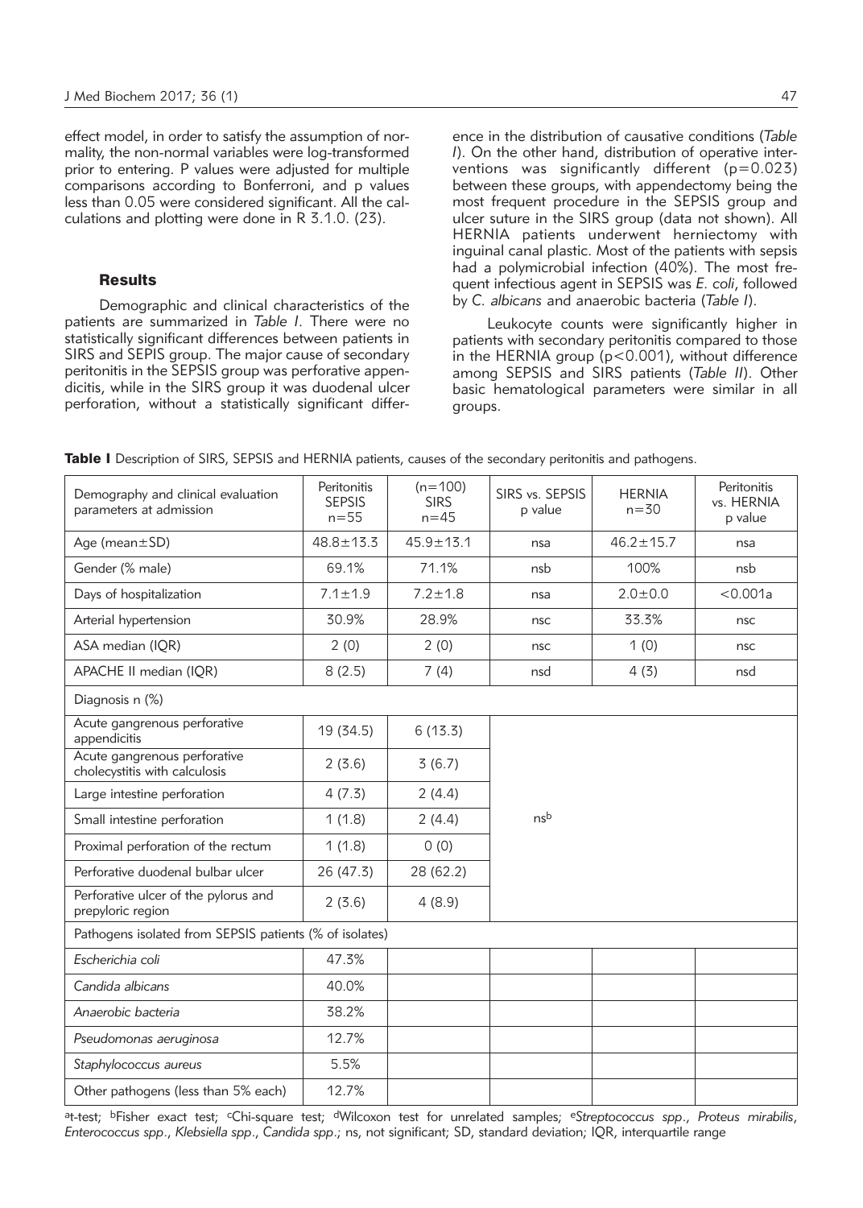effect model, in order to satisfy the assumption of normality, the non-normal variables were log-transformed prior to entering. P values were adjusted for multiple comparisons according to Bonferroni, and p values less than 0.05 were considered significant. All the calculations and plotting were done in R 3.1.0. (23).

## Results

Demographic and clinical characteristics of the patients are summarized in *Table I*. There were no statistically significant differences between patients in SIRS and SEPIS group. The major cause of secondary peritonitis in the SEPSIS group was perforative appendicitis, while in the SIRS group it was duodenal ulcer perforation, without a statistically significant difference in the distribution of causative conditions (*Table I*). On the other hand, distribution of operative interventions was significantly different ($p=0.023$) between these groups, with appendectomy being the most frequent procedure in the SEPSIS group and ulcer suture in the SIRS group (data not shown). All HERNIA patients underwent herniectomy with inguinal canal plastic. Most of the patients with sepsis had a polymicrobial infection (40%). The most frequent infectious agent in SEPSIS was *E. coli*, followed by *C. albicans* and anaerobic bacteria (*Table I*).

Leukocyte counts were significantly higher in patients with secondary peritonitis compared to those in the HERNIA group ($p<0.001$), without difference among SEPSIS and SIRS patients (*Table II*). Other basic hematological parameters were similar in all groups.

**Table I** Description of SIRS, SEPSIS and HERNIA patients, causes of the secondary peritonitis and pathogens.

| Demography and clinical evaluation parameters at admission | Peritonitis SEPSIS n=55 | (n=100) SIRS n=45 | SIRS vs. SEPSIS p value | HERNIA n=30 | Peritonitis vs. HERNIA p value |
|---|---|---|---|---|---|
| Age (mean±SD) | 48.8±13.3 | 45.9±13.1 | ns[a] | 46.2±15.7 | ns[a] |
| Gender (% male) | 69.1% | 71.1% | ns[b] | 100% | ns[b] |
| Days of hospitalization | 7.1±1.9 | 7.2±1.8 | ns[a] | 2.0±0.0 | <0.001[a] |
| Arterial hypertension | 30.9% | 28.9% | ns[c] | 33.3% | ns[c] |
| ASA median (IQR) | 2 (0) | 2 (0) | ns[c] | 1 (0) | ns[c] |
| APACHE II median (IQR) | 8 (2.5) | 7 (4) | ns[d] | 4 (3) | ns[d] |
| Diagnosis n (%) | | | | | |
| Acute gangrenous perforative appendicitis | 19 (34.5) | 6 (13.3) | ns[b] | | |
| Acute gangrenous perforative cholecystitis with calculosis | 2 (3.6) | 3 (6.7) | | | |
| Large intestine perforation | 4 (7.3) | 2 (4.4) | | | |
| Small intestine perforation | 1 (1.8) | 2 (4.4) | | | |
| Proximal perforation of the rectum | 1 (1.8) | 0 (0) | | | |
| Perforative duodenal bulbar ulcer | 26 (47.3) | 28 (62.2) | | | |
| Perforative ulcer of the pylorus and prepyloric region | 2 (3.6) | 4 (8.9) | | | |
| Pathogens isolated from SEPSIS patients (% of isolates) | | | | | |
| *Escherichia coli* | 47.3% | | | | |
| *Candida albicans* | 40.0% | | | | |
| *Anaerobic bacteria* | 38.2% | | | | |
| *Pseudomonas aeruginosa* | 12.7% | | | | |
| *Staphylococcus aureus* | 5.5% | | | | |
| Other pathogens (less than 5% each) | 12.7% | | | | |

[a]t-test; [b]Fisher exact test; [c]Chi-square test; [d]Wilcoxon test for unrelated samples; [e]*Streptococcus spp*., *Proteus mirabilis*, *Enterococcus spp*., *Klebsiella spp*., *Candida spp*.; ns, not significant; SD, standard deviation; IQR, interquartile range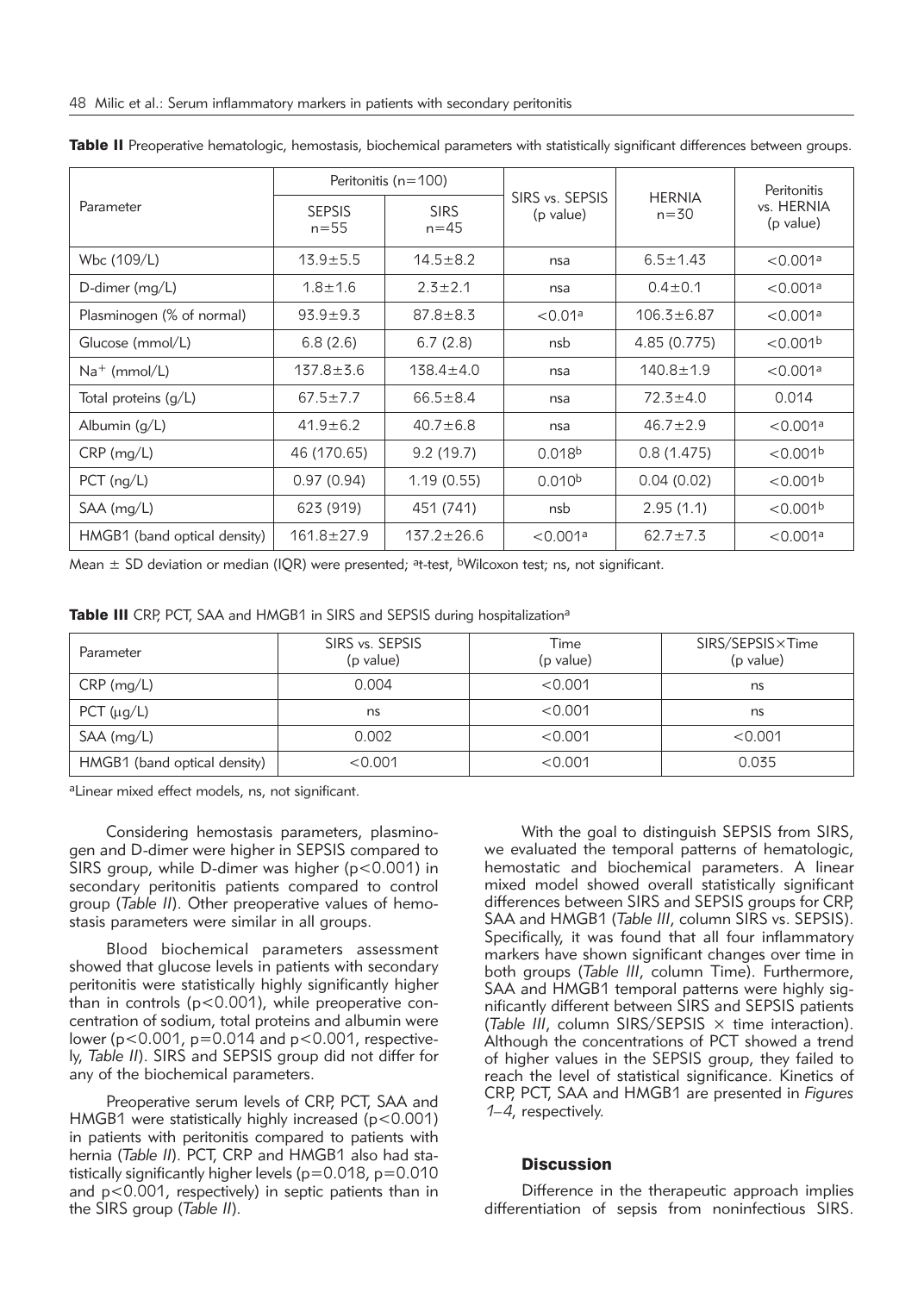**Table II** Preoperative hematologic, hemostasis, biochemical parameters with statistically significant differences between groups.

| Parameter | Peritonitis (n=100) | | SIRS vs. SEPSIS (p value) | HERNIA n=30 | Peritonitis vs. HERNIA (p value) |
|---|---|---|---|---|---|
| | SEPSIS n=55 | SIRS n=45 | | | |
| Wbc (109/L) | 13.9±5.5 | 14.5±8.2 | ns[a] | 6.5±1.43 | <0.001[a] |
| D-dimer (mg/L) | 1.8±1.6 | 2.3±2.1 | ns[a] | 0.4±0.1 | <0.001[a] |
| Plasminogen (% of normal) | 93.9±9.3 | 87.8±8.3 | <0.01[a] | 106.3±6.87 | <0.001[a] |
| Glucose (mmol/L) | 6.8 (2.6) | 6.7 (2.8) | ns[b] | 4.85 (0.775) | <0.001[b] |
| $Na^+$ (mmol/L) | 137.8±3.6 | 138.4±4.0 | ns[a] | 140.8±1.9 | <0.001[a] |
| Total proteins (g/L) | 67.5±7.7 | 66.5±8.4 | ns[a] | 72.3±4.0 | 0.014 |
| Albumin (g/L) | 41.9±6.2 | 40.7±6.8 | ns[a] | 46.7±2.9 | <0.001[a] |
| CRP (mg/L) | 46 (170.65) | 9.2 (19.7) | 0.018[b] | 0.8 (1.475) | <0.001[b] |
| PCT (ng/L) | 0.97 (0.94) | 1.19 (0.55) | 0.010[b] | 0.04 (0.02) | <0.001[b] |
| SAA (mg/L) | 623 (919) | 451 (741) | ns[b] | 2.95 (1.1) | <0.001[b] |
| HMGB1 (band optical density) | 161.8±27.9 | 137.2±26.6 | <0.001[a] | 62.7±7.3 | <0.001[a] |

Mean ± SD deviation or median (IQR) were presented; [a]t-test, [b]Wilcoxon test; ns, not significant.

**Table III** CRP, PCT, SAA and HMGB1 in SIRS and SEPSIS during hospitalization[a]

| Parameter | SIRS vs. SEPSIS (p value) | Time (p value) | SIRS/SEPSIS×Time (p value) |
|---|---|---|---|
| CRP (mg/L) | 0.004 | <0.001 | ns |
| PCT (μg/L) | ns | <0.001 | ns |
| SAA (mg/L) | 0.002 | <0.001 | <0.001 |
| HMGB1 (band optical density) | <0.001 | <0.001 | 0.035 |

[a]Linear mixed effect models, ns, not significant.

Considering hemostasis parameters, plasminogen and D-dimer were higher in SEPSIS compared to SIRS group, while D-dimer was higher ($p<0.001$) in secondary peritonitis patients compared to control group (*Table II*). Other preoperative values of hemostasis parameters were similar in all groups.

Blood biochemical parameters assessment showed that glucose levels in patients with secondary peritonitis were statistically highly significantly higher than in controls ($p<0.001$), while preoperative concentration of sodium, total proteins and albumin were lower ($p<0.001$, $p=0.014$ and $p<0.001$, respectively, *Table II*). SIRS and SEPSIS group did not differ for any of the biochemical parameters.

Preoperative serum levels of CRP, PCT, SAA and HMGB1 were statistically highly increased ($p<0.001$) in patients with peritonitis compared to patients with hernia (*Table II*). PCT, CRP and HMGB1 also had statistically significantly higher levels ($p=0.018$, $p=0.010$ and $p<0.001$, respectively) in septic patients than in the SIRS group (*Table II*).

With the goal to distinguish SEPSIS from SIRS, we evaluated the temporal patterns of hematologic, hemostatic and biochemical parameters. A linear mixed model showed overall statistically significant differences between SIRS and SEPSIS groups for CRP, SAA and HMGB1 (*Table III*, column SIRS vs. SEPSIS). Specifically, it was found that all four inflammatory markers have shown significant changes over time in both groups (*Table III*, column Time). Furthermore, SAA and HMGB1 temporal patterns were highly significantly different between SIRS and SEPSIS patients (*Table III*, column SIRS/SEPSIS × time interaction). Although the concentrations of PCT showed a trend of higher values in the SEPSIS group, they failed to reach the level of statistical significance. Kinetics of CRP, PCT, SAA and HMGB1 are presented in *Figures 1–4*, respectively.

## Discussion

Difference in the therapeutic approach implies differentiation of sepsis from noninfectious SIRS.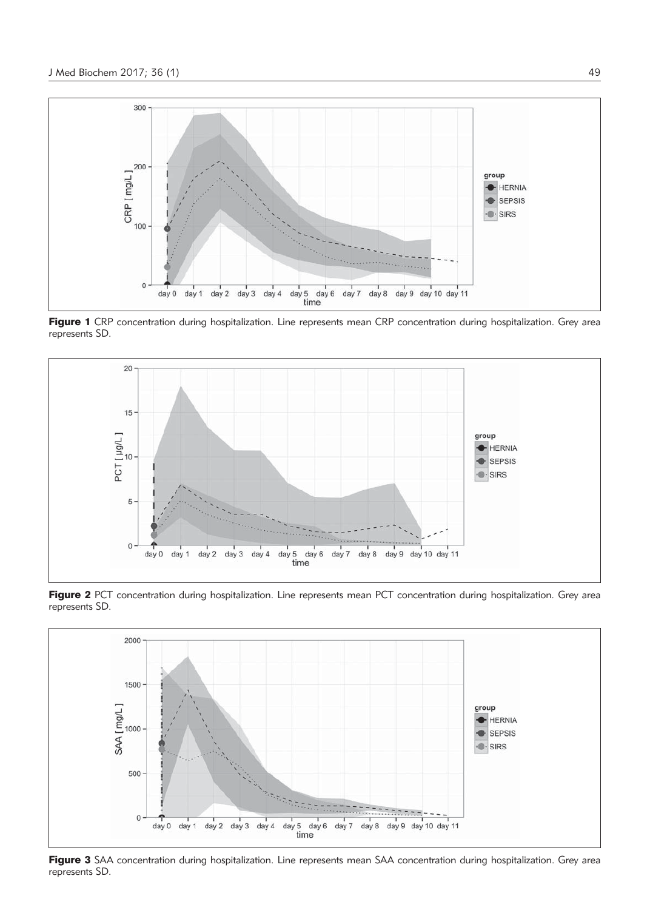**Figure 1** CRP concentration during hospitalization. Line represents mean CRP concentration during hospitalization. Grey area represents SD.

**Figure 2** PCT concentration during hospitalization. Line represents mean PCT concentration during hospitalization. Grey area represents SD.

**Figure 3** SAA concentration during hospitalization. Line represents mean SAA concentration during hospitalization. Grey area represents SD.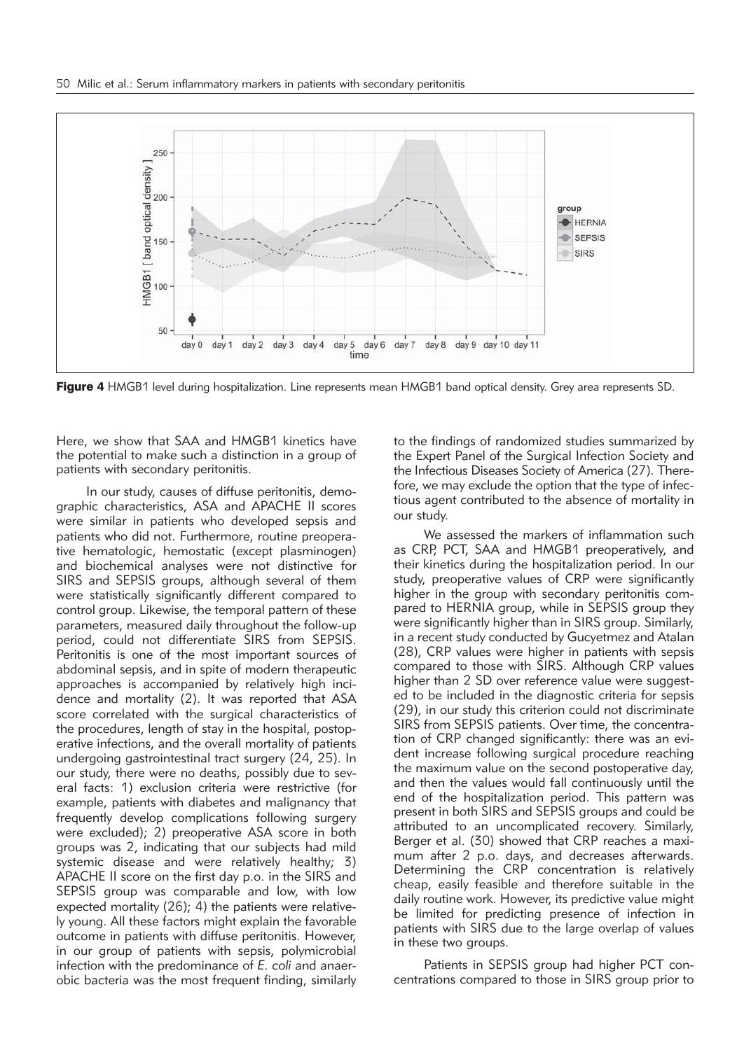**Figure 4** HMGB1 level during hospitalization. Line represents mean HMGB1 band optical density. Grey area represents SD.

Here, we show that SAA and HMGB1 kinetics have the potential to make such a distinction in a group of patients with secondary peritonitis.

In our study, causes of diffuse peritonitis, demographic characteristics, ASA and APACHE II scores were similar in patients who developed sepsis and patients who did not. Furthermore, routine preoperative hematologic, hemostatic (except plasminogen) and biochemical analyses were not distinctive for SIRS and SEPSIS groups, although several of them were statistically significantly different compared to control group. Likewise, the temporal pattern of these parameters, measured daily throughout the follow-up period, could not differentiate SIRS from SEPSIS. Peritonitis is one of the most important sources of abdominal sepsis, and in spite of modern therapeutic approaches is accompanied by relatively high incidence and mortality (2). It was reported that ASA score correlated with the surgical characteristics of the procedures, length of stay in the hospital, postoperative infections, and the overall mortality of patients undergoing gastrointestinal tract surgery (24, 25). In our study, there were no deaths, possibly due to several facts: 1) exclusion criteria were restrictive (for example, patients with diabetes and malignancy that frequently develop complications following surgery were excluded); 2) preoperative ASA score in both groups was 2, indicating that our subjects had mild systemic disease and were relatively healthy; 3) APACHE II score on the first day p.o. in the SIRS and SEPSIS group was comparable and low, with low expected mortality (26); 4) the patients were relatively young. All these factors might explain the favorable outcome in patients with diffuse peritonitis. However, in our group of patients with sepsis, polymicrobial infection with the predominance of *E. coli* and anaerobic bacteria was the most frequent finding, similarly to the findings of randomized studies summarized by the Expert Panel of the Surgical Infection Society and the Infectious Diseases Society of America (27). Therefore, we may exclude the option that the type of infectious agent contributed to the absence of mortality in our study.

We assessed the markers of inflammation such as CRP, PCT, SAA and HMGB1 preoperatively, and their kinetics during the hospitalization period. In our study, preoperative values of CRP were significantly higher in the group with secondary peritonitis compared to HERNIA group, while in SEPSIS group they were significantly higher than in SIRS group. Similarly, in a recent study conducted by Gucyetmez and Atalan (28), CRP values were higher in patients with sepsis compared to those with SIRS. Although CRP values higher than 2 SD over reference value were suggested to be included in the diagnostic criteria for sepsis (29), in our study this criterion could not discriminate SIRS from SEPSIS patients. Over time, the concentration of CRP changed significantly: there was an evident increase following surgical procedure reaching the maximum value on the second postoperative day, and then the values would fall continuously until the end of the hospitalization period. This pattern was present in both SIRS and SEPSIS groups and could be attributed to an uncomplicated recovery. Similarly, Berger et al. (30) showed that CRP reaches a maximum after 2 p.o. days, and decreases afterwards. Determining the CRP concentration is relatively cheap, easily feasible and therefore suitable in the daily routine work. However, its predictive value might be limited for predicting presence of infection in patients with SIRS due to the large overlap of values in these two groups.

Patients in SEPSIS group had higher PCT concentrations compared to those in SIRS group prior to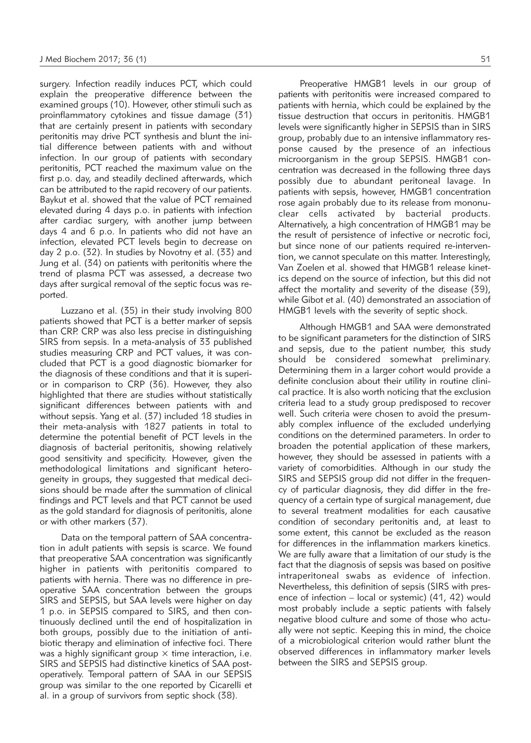surgery. Infection readily induces PCT, which could explain the preoperative difference between the examined groups (10). However, other stimuli such as proinflammatory cytokines and tissue damage (31) that are certainly present in patients with secondary peritonitis may drive PCT synthesis and blunt the initial difference between patients with and without infection. In our group of patients with secondary peritonitis, PCT reached the maximum value on the first p.o. day, and steadily declined afterwards, which can be attributed to the rapid recovery of our patients. Baykut et al. showed that the value of PCT remained elevated during 4 days p.o. in patients with infection after cardiac surgery, with another jump between days 4 and 6 p.o. In patients who did not have an infection, elevated PCT levels begin to decrease on day 2 p.o. (32). In studies by Novotny et al. (33) and Jung et al. (34) on patients with peritonitis where the trend of plasma PCT was assessed, a decrease two days after surgical removal of the septic focus was reported.

Luzzano et al. (35) in their study involving 800 patients showed that PCT is a better marker of sepsis than CRP. CRP was also less precise in distinguishing SIRS from sepsis. In a meta-analysis of 33 published studies measuring CRP and PCT values, it was concluded that PCT is a good diagnostic biomarker for the diagnosis of these conditions and that it is superior in comparison to CRP (36). However, they also highlighted that there are studies without statistically significant differences between patients with and without sepsis. Yang et al. (37) included 18 studies in their meta-analysis with 1827 patients in total to determine the potential benefit of PCT levels in the diagnosis of bacterial peritonitis, showing relatively good sensitivity and specificity. However, given the methodological limitations and significant heterogeneity in groups, they suggested that medical decisions should be made after the summation of clinical findings and PCT levels and that PCT cannot be used as the gold standard for diagnosis of peritonitis, alone or with other markers (37).

Data on the temporal pattern of SAA concentration in adult patients with sepsis is scarce. We found that preoperative SAA concentration was significantly higher in patients with peritonitis compared to patients with hernia. There was no difference in preoperative SAA concentration between the groups SIRS and SEPSIS, but SAA levels were higher on day 1 p.o. in SEPSIS compared to SIRS, and then continuously declined until the end of hospitalization in both groups, possibly due to the initiation of antibiotic therapy and elimination of infective foci. There was a highly significant group $\times$ time interaction, i.e. SIRS and SEPSIS had distinctive kinetics of SAA postoperatively. Temporal pattern of SAA in our SEPSIS group was similar to the one reported by Cicarelli et al. in a group of survivors from septic shock (38).

Preoperative HMGB1 levels in our group of patients with peritonitis were increased compared to patients with hernia, which could be explained by the tissue destruction that occurs in peritonitis. HMGB1 levels were significantly higher in SEPSIS than in SIRS group, probably due to an intensive inflammatory response caused by the presence of an infectious microorganism in the group SEPSIS. HMGB1 concentration was decreased in the following three days possibly due to abundant peritoneal lavage. In patients with sepsis, however, HMGB1 concentration rose again probably due to its release from mononuclear cells activated by bacterial products. Alternatively, a high concentration of HMGB1 may be the result of persistence of infective or necrotic foci, but since none of our patients required re-intervention, we cannot speculate on this matter. Interestingly, Van Zoelen et al. showed that HMGB1 release kinetics depend on the source of infection, but this did not affect the mortality and severity of the disease (39), while Gibot et al. (40) demonstrated an association of HMGB1 levels with the severity of septic shock.

Although HMGB1 and SAA were demonstrated to be significant parameters for the distinction of SIRS and sepsis, due to the patient number, this study should be considered somewhat preliminary. Determining them in a larger cohort would provide a definite conclusion about their utility in routine clinical practice. It is also worth noticing that the exclusion criteria lead to a study group predisposed to recover well. Such criteria were chosen to avoid the presumably complex influence of the excluded underlying conditions on the determined parameters. In order to broaden the potential application of these markers, however, they should be assessed in patients with a variety of comorbidities. Although in our study the SIRS and SEPSIS group did not differ in the frequency of particular diagnosis, they did differ in the frequency of a certain type of surgical management, due to several treatment modalities for each causative condition of secondary peritonitis and, at least to some extent, this cannot be excluded as the reason for differences in the inflammation markers kinetics. We are fully aware that a limitation of our study is the fact that the diagnosis of sepsis was based on positive intraperitoneal swabs as evidence of infection. Nevertheless, this definition of sepsis (SIRS with presence of infection – local or systemic) (41, 42) would most probably include a septic patients with falsely negative blood culture and some of those who actually were not septic. Keeping this in mind, the choice of a microbiological criterion would rather blunt the observed differences in inflammatory marker levels between the SIRS and SEPSIS group.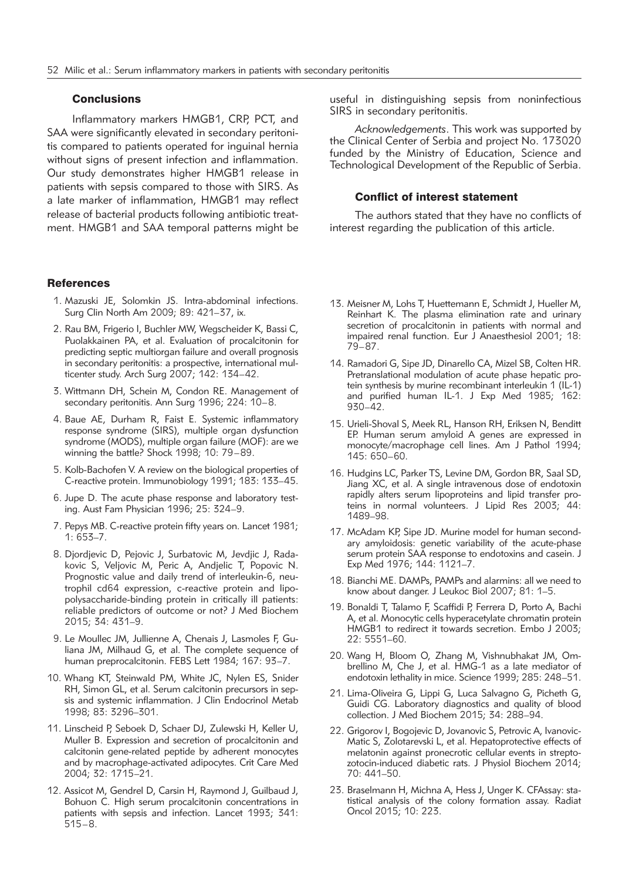## Conclusions

Inflammatory markers HMGB1, CRP, PCT, and SAA were significantly elevated in secondary peritonitis compared to patients operated for inguinal hernia without signs of present infection and inflammation. Our study demonstrates higher HMGB1 release in patients with sepsis compared to those with SIRS. As a late marker of inflammation, HMGB1 may reflect release of bacterial products following antibiotic treatment. HMGB1 and SAA temporal patterns might be useful in distinguishing sepsis from noninfectious SIRS in secondary peritonitis.

*Acknowledgements*. This work was supported by the Clinical Center of Serbia and project No. 173020 funded by the Ministry of Education, Science and Technological Development of the Republic of Serbia.

## Conflict of interest statement

The authors stated that they have no conflicts of interest regarding the publication of this article.

## References

1. Mazuski JE, Solomkin JS. Intra-abdominal infections. Surg Clin North Am 2009; 89: 421–37, ix.
2. Rau BM, Frigerio I, Buchler MW, Wegscheider K, Bassi C, Puolakkainen PA, et al. Evaluation of procalcitonin for predicting septic multiorgan failure and overall prognosis in secondary peritonitis: a prospective, international multicenter study. Arch Surg 2007; 142: 134–42.
3. Wittmann DH, Schein M, Condon RE. Management of secondary peritonitis. Ann Surg 1996; 224: 10–8.
4. Baue AE, Durham R, Faist E. Systemic inflammatory response syndrome (SIRS), multiple organ dysfunction syndrome (MODS), multiple organ failure (MOF): are we winning the battle? Shock 1998; 10: 79–89.
5. Kolb-Bachofen V. A review on the biological properties of C-reactive protein. Immunobiology 1991; 183: 133–45.
6. Jupe D. The acute phase response and laboratory testing. Aust Fam Physician 1996; 25: 324–9.
7. Pepys MB. C-reactive protein fifty years on. Lancet 1981; 1: 653–7.
8. Djordjevic D, Pejovic J, Surbatovic M, Jevdjic J, Radakovic S, Veljovic M, Peric A, Andjelic T, Popovic N. Prognostic value and daily trend of interleukin-6, neutrophil cd64 expression, c-reactive protein and lipopolysaccharide-binding protein in critically ill patients: reliable predictors of outcome or not? J Med Biochem 2015; 34: 431–9.
9. Le Moullec JM, Jullienne A, Chenais J, Lasmoles F, Guliana JM, Milhaud G, et al. The complete sequence of human preprocalcitonin. FEBS Lett 1984; 167: 93–7.
10. Whang KT, Steinwald PM, White JC, Nylen ES, Snider RH, Simon GL, et al. Serum calcitonin precursors in sepsis and systemic inflammation. J Clin Endocrinol Metab 1998; 83: 3296–301.
11. Linscheid P, Seboek D, Schaer DJ, Zulewski H, Keller U, Muller B. Expression and secretion of procalcitonin and calcitonin gene-related peptide by adherent monocytes and by macrophage-activated adipocytes. Crit Care Med 2004; 32: 1715–21.
12. Assicot M, Gendrel D, Carsin H, Raymond J, Guilbaud J, Bohuon C. High serum procalcitonin concentrations in patients with sepsis and infection. Lancet 1993; 341: 515–8.
13. Meisner M, Lohs T, Huettemann E, Schmidt J, Hueller M, Reinhart K. The plasma elimination rate and urinary secretion of procalcitonin in patients with normal and impaired renal function. Eur J Anaesthesiol 2001; 18: 79–87.
14. Ramadori G, Sipe JD, Dinarello CA, Mizel SB, Colten HR. Pretranslational modulation of acute phase hepatic protein synthesis by murine recombinant interleukin 1 (IL-1) and purified human IL-1. J Exp Med 1985; 162: 930–42.
15. Urieli-Shoval S, Meek RL, Hanson RH, Eriksen N, Benditt EP. Human serum amyloid A genes are expressed in monocyte/macrophage cell lines. Am J Pathol 1994; 145: 650–60.
16. Hudgins LC, Parker TS, Levine DM, Gordon BR, Saal SD, Jiang XC, et al. A single intravenous dose of endotoxin rapidly alters serum lipoproteins and lipid transfer proteins in normal volunteers. J Lipid Res 2003; 44: 1489–98.
17. McAdam KP, Sipe JD. Murine model for human secondary amyloidosis: genetic variability of the acute-phase serum protein SAA response to endotoxins and casein. J Exp Med 1976; 144: 1121–7.
18. Bianchi ME. DAMPs, PAMPs and alarmins: all we need to know about danger. J Leukoc Biol 2007; 81: 1–5.
19. Bonaldi T, Talamo F, Scaffidi P, Ferrera D, Porto A, Bachi A, et al. Monocytic cells hyperacetylate chromatin protein HMGB1 to redirect it towards secretion. Embo J 2003; 22: 5551–60.
20. Wang H, Bloom O, Zhang M, Vishnubhakat JM, Ombrellino M, Che J, et al. HMG-1 as a late mediator of endotoxin lethality in mice. Science 1999; 285: 248–51.
21. Lima-Oliveira G, Lippi G, Luca Salvagno G, Picheth G, Guidi CG. Laboratory diagnostics and quality of blood collection. J Med Biochem 2015; 34: 288–94.
22. Grigorov I, Bogojevic D, Jovanovic S, Petrovic A, Ivanovic-Matic S, Zolotarevski L, et al. Hepatoprotective effects of melatonin against pronecrotic cellular events in streptozotocin-induced diabetic rats. J Physiol Biochem 2014; 70: 441–50.
23. Braselmann H, Michna A, Hess J, Unger K. CFAssay: statistical analysis of the colony formation assay. Radiat Oncol 2015; 10: 223.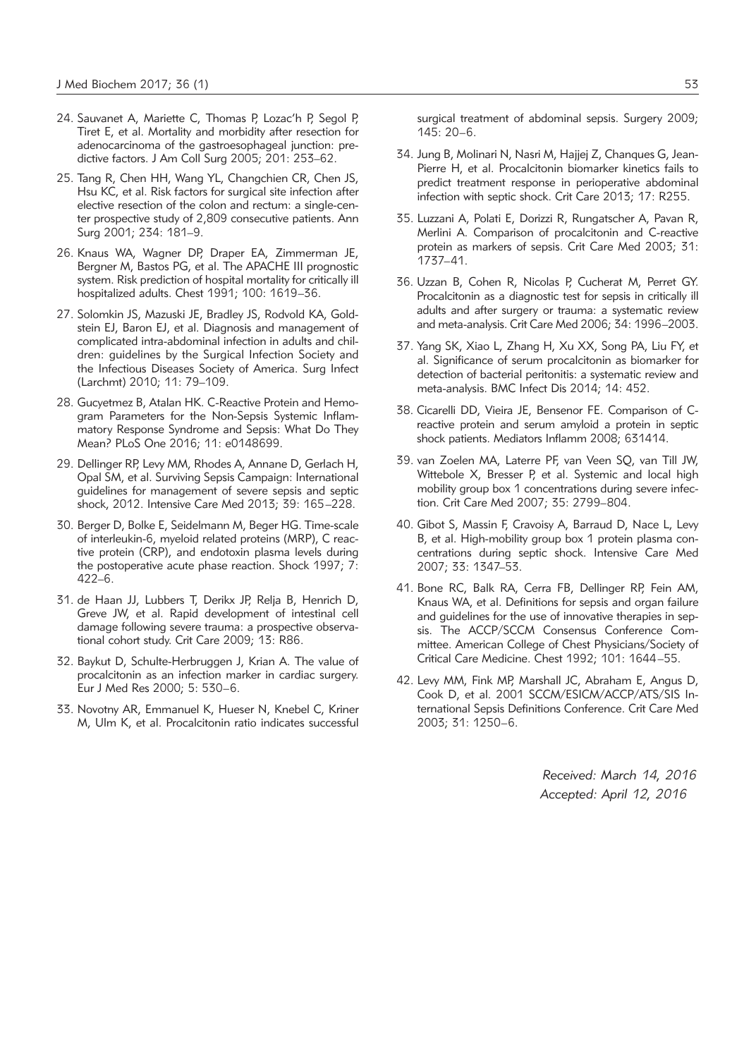24. Sauvanet A, Mariette C, Thomas P, Lozac'h P, Segol P, Tiret E, et al. Mortality and morbidity after resection for adenocarcinoma of the gastroesophageal junction: predictive factors. J Am Coll Surg 2005; 201: 253–62.

25. Tang R, Chen HH, Wang YL, Changchien CR, Chen JS, Hsu KC, et al. Risk factors for surgical site infection after elective resection of the colon and rectum: a single-center prospective study of 2,809 consecutive patients. Ann Surg 2001; 234: 181–9.

26. Knaus WA, Wagner DP, Draper EA, Zimmerman JE, Bergner M, Bastos PG, et al. The APACHE III prognostic system. Risk prediction of hospital mortality for critically ill hospitalized adults. Chest 1991; 100: 1619–36.

27. Solomkin JS, Mazuski JE, Bradley JS, Rodvold KA, Goldstein EJ, Baron EJ, et al. Diagnosis and management of complicated intra-abdominal infection in adults and children: guidelines by the Surgical Infection Society and the Infectious Diseases Society of America. Surg Infect (Larchmt) 2010; 11: 79–109.

28. Gucyetmez B, Atalan HK. C-Reactive Protein and Hemogram Parameters for the Non-Sepsis Systemic Inflammatory Response Syndrome and Sepsis: What Do They Mean? PLoS One 2016; 11: e0148699.

29. Dellinger RP, Levy MM, Rhodes A, Annane D, Gerlach H, Opal SM, et al. Surviving Sepsis Campaign: International guidelines for management of severe sepsis and septic shock, 2012. Intensive Care Med 2013; 39: 165–228.

30. Berger D, Bolke E, Seidelmann M, Beger HG. Time-scale of interleukin-6, myeloid related proteins (MRP), C reactive protein (CRP), and endotoxin plasma levels during the postoperative acute phase reaction. Shock 1997; 7: 422–6.

31. de Haan JJ, Lubbers T, Derikx JP, Relja B, Henrich D, Greve JW, et al. Rapid development of intestinal cell damage following severe trauma: a prospective observational cohort study. Crit Care 2009; 13: R86.

32. Baykut D, Schulte-Herbruggen J, Krian A. The value of procalcitonin as an infection marker in cardiac surgery. Eur J Med Res 2000; 5: 530–6.

33. Novotny AR, Emmanuel K, Hueser N, Knebel C, Kriner M, Ulm K, et al. Procalcitonin ratio indicates successful surgical treatment of abdominal sepsis. Surgery 2009; 145: 20–6.

34. Jung B, Molinari N, Nasri M, Hajjej Z, Chanques G, Jean-Pierre H, et al. Procalcitonin biomarker kinetics fails to predict treatment response in perioperative abdominal infection with septic shock. Crit Care 2013; 17: R255.

35. Luzzani A, Polati E, Dorizzi R, Rungatscher A, Pavan R, Merlini A. Comparison of procalcitonin and C-reactive protein as markers of sepsis. Crit Care Med 2003; 31: 1737–41.

36. Uzzan B, Cohen R, Nicolas P, Cucherat M, Perret GY. Procalcitonin as a diagnostic test for sepsis in critically ill adults and after surgery or trauma: a systematic review and meta-analysis. Crit Care Med 2006; 34: 1996–2003.

37. Yang SK, Xiao L, Zhang H, Xu XX, Song PA, Liu FY, et al. Significance of serum procalcitonin as biomarker for detection of bacterial peritonitis: a systematic review and meta-analysis. BMC Infect Dis 2014; 14: 452.

38. Cicarelli DD, Vieira JE, Bensenor FE. Comparison of C-reactive protein and serum amyloid a protein in septic shock patients. Mediators Inflamm 2008; 631414.

39. van Zoelen MA, Laterre PF, van Veen SQ, van Till JW, Wittebole X, Bresser P, et al. Systemic and local high mobility group box 1 concentrations during severe infection. Crit Care Med 2007; 35: 2799–804.

40. Gibot S, Massin F, Cravoisy A, Barraud D, Nace L, Levy B, et al. High-mobility group box 1 protein plasma concentrations during septic shock. Intensive Care Med 2007; 33: 1347–53.

41. Bone RC, Balk RA, Cerra FB, Dellinger RP, Fein AM, Knaus WA, et al. Definitions for sepsis and organ failure and guidelines for the use of innovative therapies in sepsis. The ACCP/SCCM Consensus Conference Committee. American College of Chest Physicians/Society of Critical Care Medicine. Chest 1992; 101: 1644–55.

42. Levy MM, Fink MP, Marshall JC, Abraham E, Angus D, Cook D, et al. 2001 SCCM/ESICM/ACCP/ATS/SIS International Sepsis Definitions Conference. Crit Care Med 2003; 31: 1250–6.

*Received: March 14, 2016*
*Accepted: April 12, 2016*